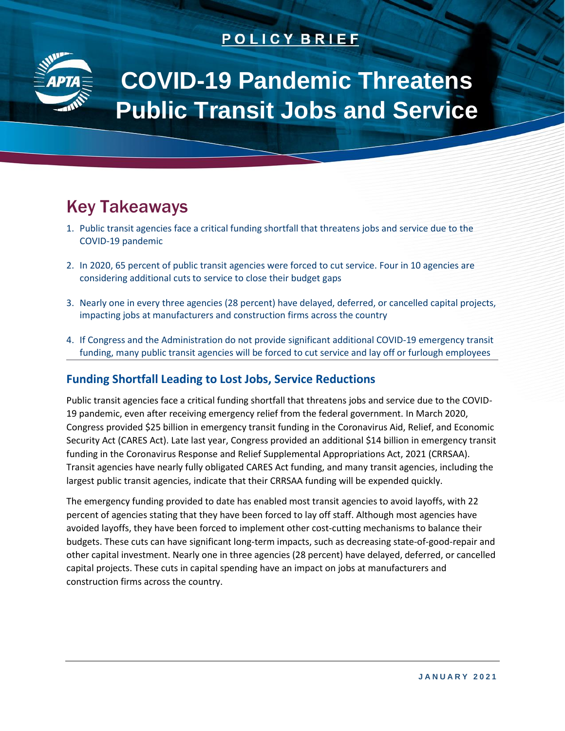**POLICY BRIEF**

# COVID-19 Pandemic Threatens Public Transit Jobs and Service

## Key Takeaways

1. Public transit agencies face a critical funding shortfall that threatens jobs and service due to the COVID-19 pandemic
2. In 2020, 65 percent of public transit agencies were forced to cut service. Four in 10 agencies are considering additional cuts to service to close their budget gaps
3. Nearly one in every three agencies (28 percent) have delayed, deferred, or cancelled capital projects, impacting jobs at manufacturers and construction firms across the country
4. If Congress and the Administration do not provide significant additional COVID-19 emergency transit funding, many public transit agencies will be forced to cut service and lay off or furlough employees

### Funding Shortfall Leading to Lost Jobs, Service Reductions

Public transit agencies face a critical funding shortfall that threatens jobs and service due to the COVID-19 pandemic, even after receiving emergency relief from the federal government. In March 2020, Congress provided $25 billion in emergency transit funding in the Coronavirus Aid, Relief, and Economic Security Act (CARES Act). Late last year, Congress provided an additional $14 billion in emergency transit funding in the Coronavirus Response and Relief Supplemental Appropriations Act, 2021 (CRRSAA). Transit agencies have nearly fully obligated CARES Act funding, and many transit agencies, including the largest public transit agencies, indicate that their CRRSAA funding will be expended quickly.

The emergency funding provided to date has enabled most transit agencies to avoid layoffs, with 22 percent of agencies stating that they have been forced to lay off staff. Although most agencies have avoided layoffs, they have been forced to implement other cost-cutting mechanisms to balance their budgets. These cuts can have significant long-term impacts, such as decreasing state-of-good-repair and other capital investment. Nearly one in three agencies (28 percent) have delayed, deferred, or cancelled capital projects. These cuts in capital spending have an impact on jobs at manufacturers and construction firms across the country.

JANUARY 2021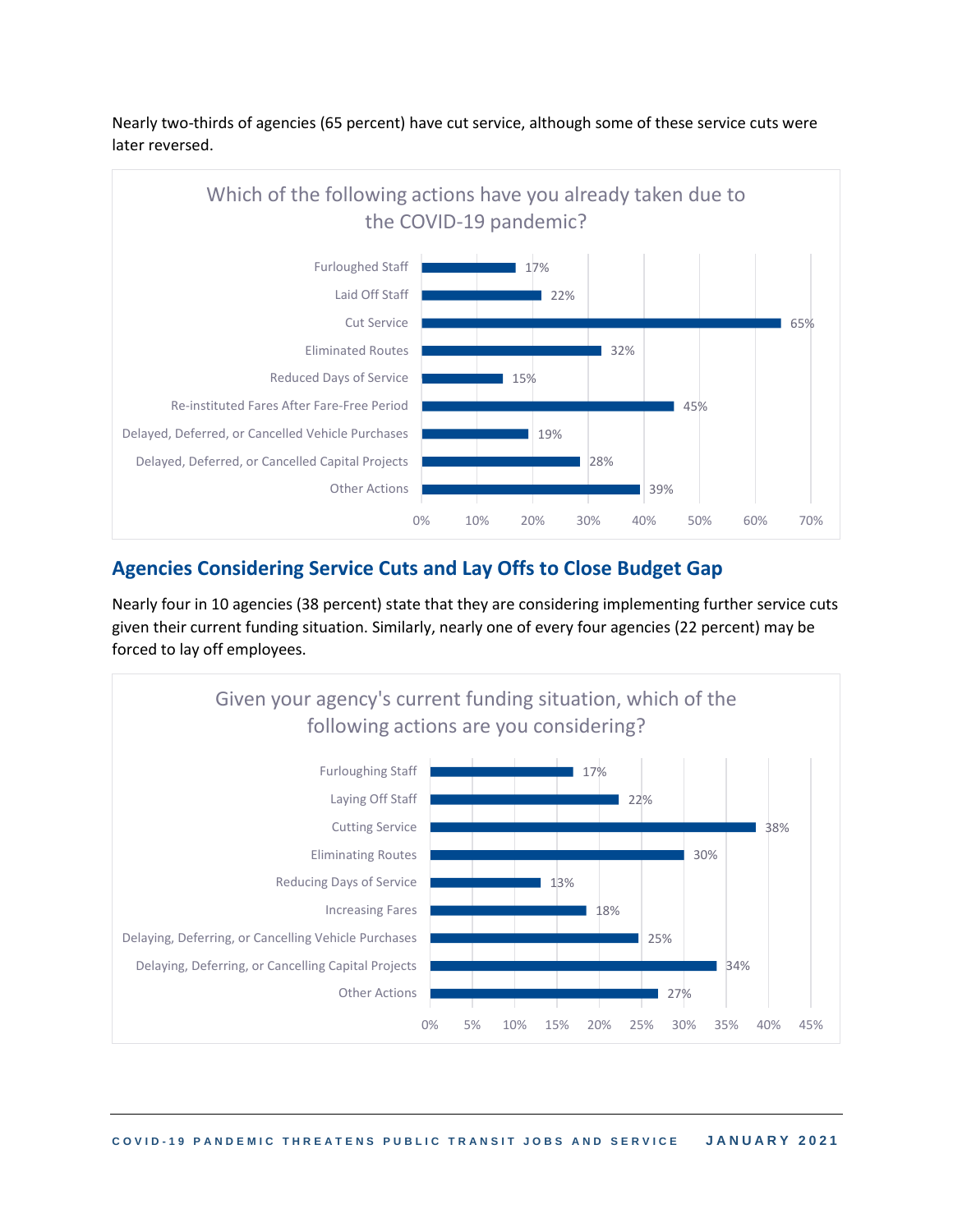Nearly two-thirds of agencies (65 percent) have cut service, although some of these service cuts were later reversed.

**Which of the following actions have you already taken due to the COVID-19 pandemic?**

| Action | Percent |
| --- | --- |
| Furloughed Staff | 17% |
| Laid Off Staff | 22% |
| Cut Service | 65% |
| Eliminated Routes | 32% |
| Reduced Days of Service | 15% |
| Re-instituted Fares After Fare-Free Period | 45% |
| Delayed, Deferred, or Cancelled Vehicle Purchases | 19% |
| Delayed, Deferred, or Cancelled Capital Projects | 28% |
| Other Actions | 39% |

## Agencies Considering Service Cuts and Lay Offs to Close Budget Gap

Nearly four in 10 agencies (38 percent) state that they are considering implementing further service cuts given their current funding situation. Similarly, nearly one of every four agencies (22 percent) may be forced to lay off employees.

**Given your agency's current funding situation, which of the following actions are you considering?**

| Action | Percent |
| --- | --- |
| Furloughing Staff | 17% |
| Laying Off Staff | 22% |
| Cutting Service | 38% |
| Eliminating Routes | 30% |
| Reducing Days of Service | 13% |
| Increasing Fares | 18% |
| Delaying, Deferring, or Cancelling Vehicle Purchases | 25% |
| Delaying, Deferring, or Cancelling Capital Projects | 34% |
| Other Actions | 27% |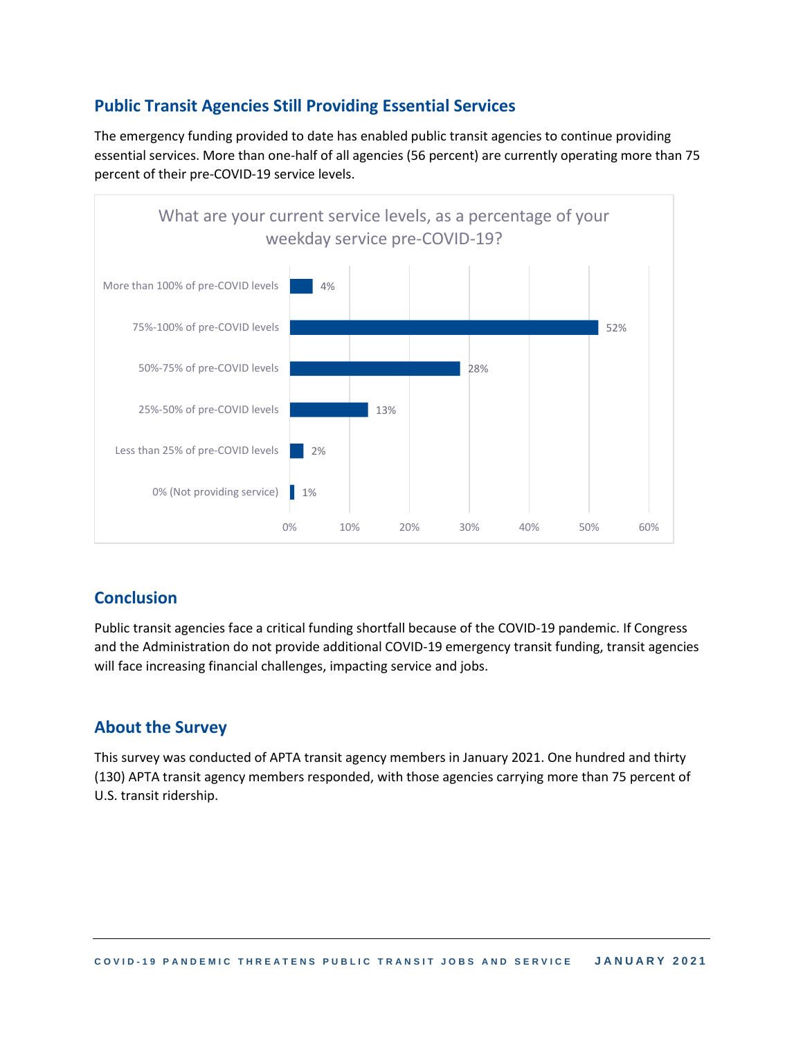## Public Transit Agencies Still Providing Essential Services

The emergency funding provided to date has enabled public transit agencies to continue providing essential services. More than one-half of all agencies (56 percent) are currently operating more than 75 percent of their pre-COVID-19 service levels.

**What are your current service levels, as a percentage of your weekday service pre-COVID-19?**

| Service level | Percent |
| --- | --- |
| More than 100% of pre-COVID levels | 4% |
| 75%-100% of pre-COVID levels | 52% |
| 50%-75% of pre-COVID levels | 28% |
| 25%-50% of pre-COVID levels | 13% |
| Less than 25% of pre-COVID levels | 2% |
| 0% (Not providing service) | 1% |

## Conclusion

Public transit agencies face a critical funding shortfall because of the COVID-19 pandemic. If Congress and the Administration do not provide additional COVID-19 emergency transit funding, transit agencies will face increasing financial challenges, impacting service and jobs.

## About the Survey

This survey was conducted of APTA transit agency members in January 2021. One hundred and thirty (130) APTA transit agency members responded, with those agencies carrying more than 75 percent of U.S. transit ridership.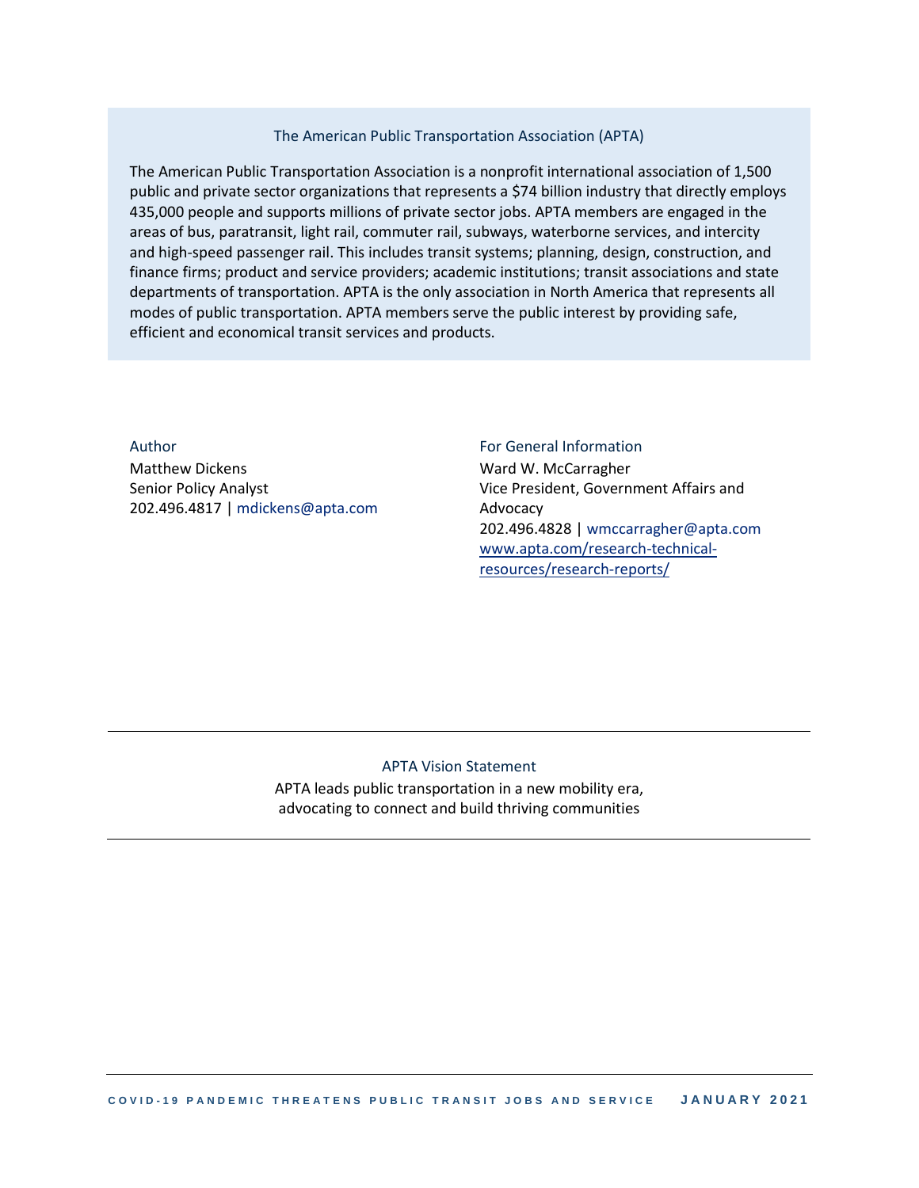### The American Public Transportation Association (APTA)

The American Public Transportation Association is a nonprofit international association of 1,500 public and private sector organizations that represents a $74 billion industry that directly employs 435,000 people and supports millions of private sector jobs. APTA members are engaged in the areas of bus, paratransit, light rail, commuter rail, subways, waterborne services, and intercity and high-speed passenger rail. This includes transit systems; planning, design, construction, and finance firms; product and service providers; academic institutions; transit associations and state departments of transportation. APTA is the only association in North America that represents all modes of public transportation. APTA members serve the public interest by providing safe, efficient and economical transit services and products.

**Author**

Matthew Dickens
Senior Policy Analyst
202.496.4817 | mdickens@apta.com

**For General Information**

Ward W. McCarragher
Vice President, Government Affairs and Advocacy
202.496.4828 | wmccarragher@apta.com
www.apta.com/research-technical-resources/research-reports/

---

**APTA Vision Statement**

APTA leads public transportation in a new mobility era, advocating to connect and build thriving communities

---